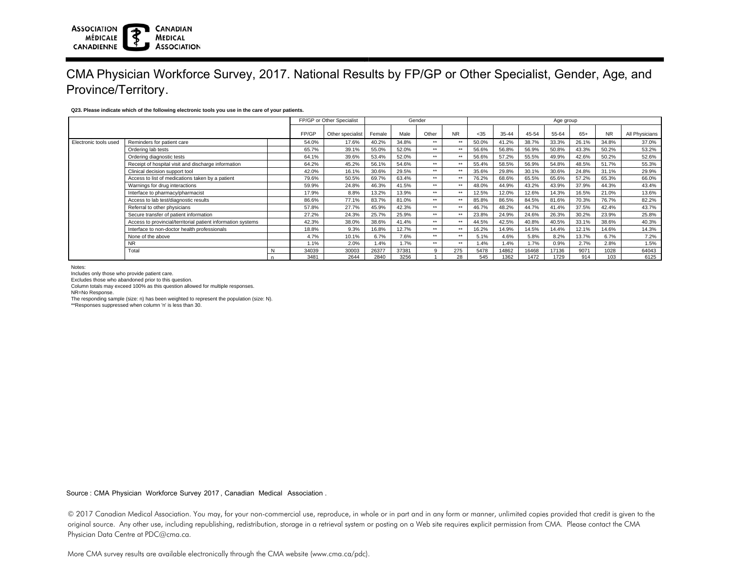# CMA Physician Workforce Survey, 2017. National Results by FP/GP or Other Specialist, Gender, Age, and Province/Territory.

**Q23. Please indicate which of the following electronic tools you use in the care of your patients.**

| | | | FP/GP or Other Specialist | | Gender | | | | Age group | | | | | | | |
|---|---|---|---|---|---|---|---|---|---|---|---|---|---|---|---|---|
| | | | FP/GP | Other specialist | Female | Male | Other | NR | <35 | 35-44 | 45-54 | 55-64 | 65+ | NR | All Physicians |
| Electronic tools used | Reminders for patient care | | 54.0% | 17.6% | 40.2% | 34.8% | ** | ** | 50.0% | 41.2% | 38.7% | 33.3% | 26.1% | 34.8% | 37.0% |
| | Ordering lab tests | | 65.7% | 39.1% | 55.0% | 52.0% | ** | ** | 56.6% | 56.8% | 56.9% | 50.8% | 43.3% | 50.2% | 53.2% |
| | Ordering diagnostic tests | | 64.1% | 39.6% | 53.4% | 52.0% | ** | ** | 56.6% | 57.2% | 55.5% | 49.9% | 42.6% | 50.2% | 52.6% |
| | Receipt of hospital visit and discharge information | | 64.2% | 45.2% | 56.1% | 54.6% | ** | ** | 55.4% | 58.5% | 56.9% | 54.8% | 48.5% | 51.7% | 55.3% |
| | Clinical decision support tool | | 42.0% | 16.1% | 30.6% | 29.5% | ** | ** | 35.6% | 29.8% | 30.1% | 30.6% | 24.8% | 31.1% | 29.9% |
| | Access to list of medications taken by a patient | | 79.6% | 50.5% | 69.7% | 63.4% | ** | ** | 76.2% | 68.6% | 65.5% | 65.6% | 57.2% | 65.3% | 66.0% |
| | Warnings for drug interactions | | 59.9% | 24.8% | 46.3% | 41.5% | ** | ** | 48.0% | 44.9% | 43.2% | 43.9% | 37.9% | 44.3% | 43.4% |
| | Interface to pharmacy/pharmacist | | 17.9% | 8.8% | 13.2% | 13.9% | ** | ** | 12.5% | 12.0% | 12.6% | 14.3% | 16.5% | 21.0% | 13.6% |
| | Access to lab test/diagnostic results | | 86.6% | 77.1% | 83.7% | 81.0% | ** | ** | 85.8% | 86.5% | 84.5% | 81.6% | 70.3% | 76.7% | 82.2% |
| | Referral to other physicians | | 57.8% | 27.7% | 45.9% | 42.3% | ** | ** | 46.7% | 48.2% | 44.7% | 41.4% | 37.5% | 42.4% | 43.7% |
| | Secure transfer of patient information | | 27.2% | 24.3% | 25.7% | 25.9% | ** | ** | 23.8% | 24.9% | 24.6% | 26.3% | 30.2% | 23.9% | 25.8% |
| | Access to provincial/territorial patient information systems | | 42.3% | 38.0% | 38.6% | 41.4% | ** | ** | 44.5% | 42.5% | 40.8% | 40.5% | 33.1% | 38.6% | 40.3% |
| | Interface to non-doctor health professionals | | 18.8% | 9.3% | 16.8% | 12.7% | ** | ** | 16.2% | 14.9% | 14.5% | 14.4% | 12.1% | 14.6% | 14.3% |
| | None of the above | | 4.7% | 10.1% | 6.7% | 7.6% | ** | ** | 5.1% | 4.6% | 5.8% | 8.2% | 13.7% | 6.7% | 7.2% |
| | NR | | 1.1% | 2.0% | 1.4% | 1.7% | ** | ** | 1.4% | 1.4% | 1.7% | 0.9% | 2.7% | 2.8% | 1.5% |
| | Total | N | 34039 | 30003 | 26377 | 37381 | 9 | 275 | 5478 | 14862 | 16468 | 17136 | 9071 | 1028 | 64043 |
| | | n | 3481 | 2644 | 2840 | 3256 | 1 | 28 | 545 | 1362 | 1472 | 1729 | 914 | 103 | 6125 |

Notes:
Includes only those who provide patient care.
Excludes those who abandoned prior to this question.
Column totals may exceed 100% as this question allowed for multiple responses.
NR=No Response.
The responding sample (size: n) has been weighted to represent the population (size: N).
**Responses suppressed when column 'n' is less than 30.

Source : CMA Physician Workforce Survey 2017 , Canadian Medical Association .

© 2017 Canadian Medical Association. You may, for your non-commercial use, reproduce, in whole or in part and in any form or manner, unlimited copies provided that credit is given to the original source. Any other use, including republishing, redistribution, storage in a retrieval system or posting on a Web site requires explicit permission from CMA. Please contact the CMA Physician Data Centre at PDC@cma.ca.

More CMA survey results are available electronically through the CMA website (www.cma.ca/pdc).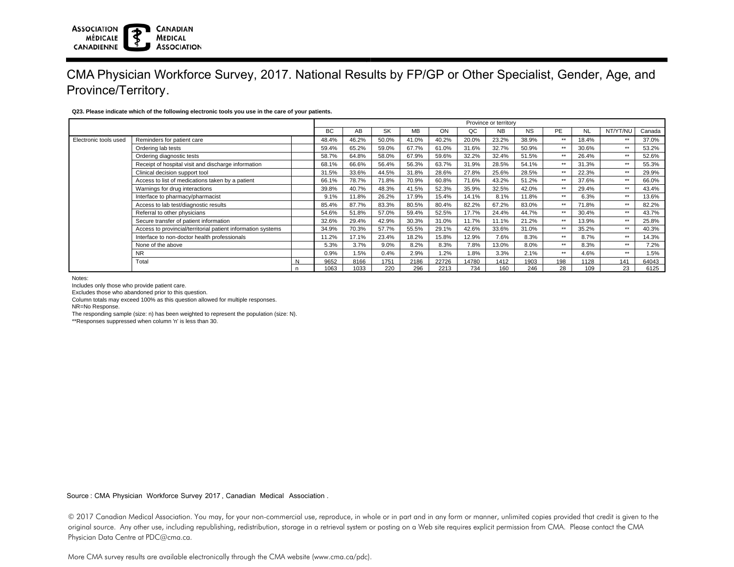# CMA Physician Workforce Survey, 2017. National Results by FP/GP or Other Specialist, Gender, Age, and Province/Territory.

**Q23. Please indicate which of the following electronic tools you use in the care of your patients.**

| | | | Province or territory | | | | | | | | | | | |
|---|---|---|---|---|---|---|---|---|---|---|---|---|---|---|
| | | | BC | AB | SK | MB | ON | QC | NB | NS | PE | NL | NT/YT/NU | Canada |
| Electronic tools used | Reminders for patient care | | 48.4% | 46.2% | 50.0% | 41.0% | 40.2% | 20.0% | 23.2% | 38.9% | ** | 18.4% | ** | 37.0% |
| | Ordering lab tests | | 59.4% | 65.2% | 59.0% | 67.7% | 61.0% | 31.6% | 32.7% | 50.9% | ** | 30.6% | ** | 53.2% |
| | Ordering diagnostic tests | | 58.7% | 64.8% | 58.0% | 67.9% | 59.6% | 32.2% | 32.4% | 51.5% | ** | 26.4% | ** | 52.6% |
| | Receipt of hospital visit and discharge information | | 68.1% | 66.6% | 56.4% | 56.3% | 63.7% | 31.9% | 28.5% | 54.1% | ** | 31.3% | ** | 55.3% |
| | Clinical decision support tool | | 31.5% | 33.6% | 44.5% | 31.8% | 28.6% | 27.8% | 25.6% | 28.5% | ** | 22.3% | ** | 29.9% |
| | Access to list of medications taken by a patient | | 66.1% | 78.7% | 71.8% | 70.9% | 60.8% | 71.6% | 43.2% | 51.2% | ** | 37.6% | ** | 66.0% |
| | Warnings for drug interactions | | 39.8% | 40.7% | 48.3% | 41.5% | 52.3% | 35.9% | 32.5% | 42.0% | ** | 29.4% | ** | 43.4% |
| | Interface to pharmacy/pharmacist | | 9.1% | 11.8% | 26.2% | 17.9% | 15.4% | 14.1% | 8.1% | 11.8% | ** | 6.3% | ** | 13.6% |
| | Access to lab test/diagnostic results | | 85.4% | 87.7% | 83.3% | 80.5% | 80.4% | 82.2% | 67.2% | 83.0% | ** | 71.8% | ** | 82.2% |
| | Referral to other physicians | | 54.6% | 51.8% | 57.0% | 59.4% | 52.5% | 17.7% | 24.4% | 44.7% | ** | 30.4% | ** | 43.7% |
| | Secure transfer of patient information | | 32.6% | 29.4% | 42.9% | 30.3% | 31.0% | 11.7% | 11.1% | 21.2% | ** | 13.9% | ** | 25.8% |
| | Access to provincial/territorial patient information systems | | 34.9% | 70.3% | 57.7% | 55.5% | 29.1% | 42.6% | 33.6% | 31.0% | ** | 35.2% | ** | 40.3% |
| | Interface to non-doctor health professionals | | 11.2% | 17.1% | 23.4% | 18.2% | 15.8% | 12.9% | 7.6% | 8.3% | ** | 8.7% | ** | 14.3% |
| | None of the above | | 5.3% | 3.7% | 9.0% | 8.2% | 8.3% | 7.8% | 13.0% | 8.0% | ** | 8.3% | ** | 7.2% |
| | NR | | 0.9% | 1.5% | 0.4% | 2.9% | 1.2% | 1.8% | 3.3% | 2.1% | ** | 4.6% | ** | 1.5% |
| | Total | N | 9652 | 8166 | 1751 | 2186 | 22726 | 14780 | 1412 | 1903 | 198 | 1128 | 141 | 64043 |
| | | n | 1063 | 1033 | 220 | 296 | 2213 | 734 | 160 | 246 | 28 | 109 | 23 | 6125 |

Notes:

Includes only those who provide patient care.

Excludes those who abandoned prior to this question.

Column totals may exceed 100% as this question allowed for multiple responses.

NR=No Response.

The responding sample (size: n) has been weighted to represent the population (size: N).

**Responses suppressed when column 'n' is less than 30.

Source : CMA Physician Workforce Survey 2017 , Canadian Medical Association .

© 2017 Canadian Medical Association. You may, for your non-commercial use, reproduce, in whole or in part and in any form or manner, unlimited copies provided that credit is given to the original source. Any other use, including republishing, redistribution, storage in a retrieval system or posting on a Web site requires explicit permission from CMA. Please contact the CMA Physician Data Centre at PDC@cma.ca.

More CMA survey results are available electronically through the CMA website (www.cma.ca/pdc).